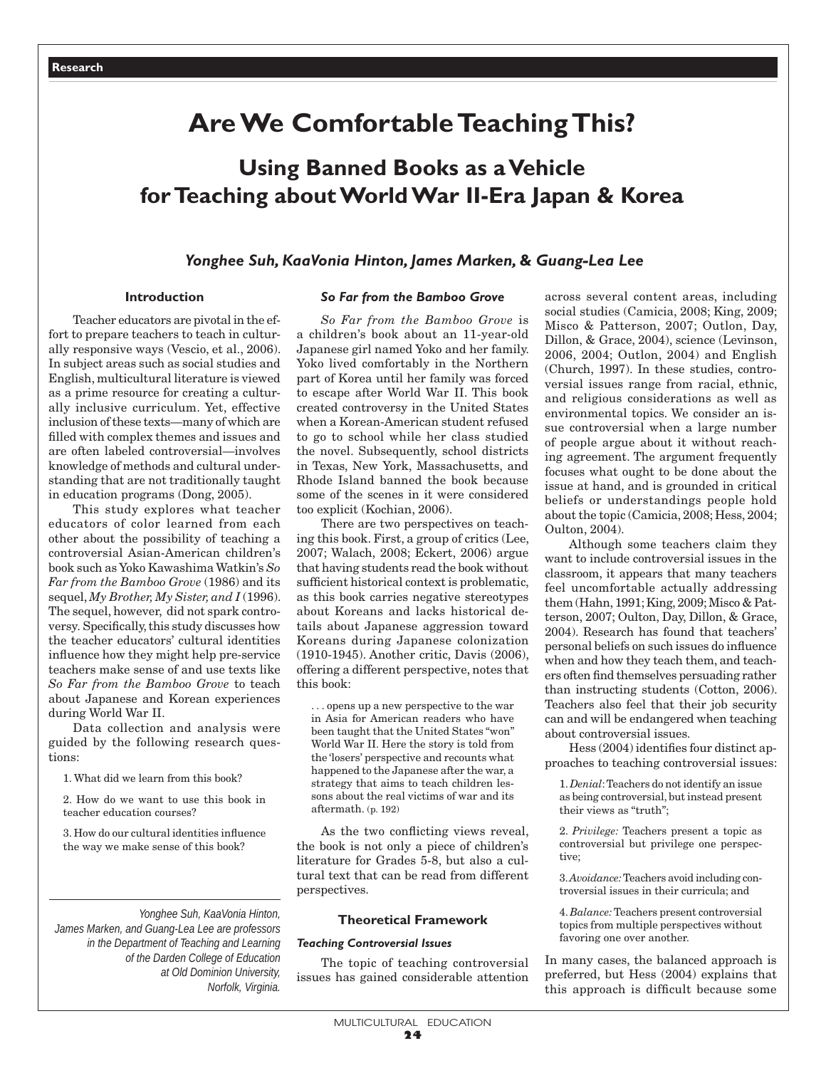# Are We Comfortable Teaching This?

## Using Banned Books as a Vehicle for Teaching about World War II-Era Japan & Korea

***Yonghee Suh, KaaVonia Hinton, James Marken, & Guang-Lea Lee***

### Introduction

Teacher educators are pivotal in the effort to prepare teachers to teach in culturally responsive ways (Vescio, et al., 2006). In subject areas such as social studies and English, multicultural literature is viewed as a prime resource for creating a culturally inclusive curriculum. Yet, effective inclusion of these texts—many of which are filled with complex themes and issues and are often labeled controversial—involves knowledge of methods and cultural understanding that are not traditionally taught in education programs (Dong, 2005).

This study explores what teacher educators of color learned from each other about the possibility of teaching a controversial Asian-American children's book such as Yoko Kawashima Watkin's *So Far from the Bamboo Grove* (1986) and its sequel, *My Brother, My Sister, and I* (1996). The sequel, however, did not spark controversy. Specifically, this study discusses how the teacher educators' cultural identities influence how they might help pre-service teachers make sense of and use texts like *So Far from the Bamboo Grove* to teach about Japanese and Korean experiences during World War II.

Data collection and analysis were guided by the following research questions:

1. What did we learn from this book?

2. How do we want to use this book in teacher education courses?

3. How do our cultural identities influence the way we make sense of this book?

*Yonghee Suh, KaaVonia Hinton, James Marken, and Guang-Lea Lee are professors in the Department of Teaching and Learning of the Darden College of Education at Old Dominion University, Norfolk, Virginia.*

#### *So Far from the Bamboo Grove*

*So Far from the Bamboo Grove* is a children's book about an 11-year-old Japanese girl named Yoko and her family. Yoko lived comfortably in the Northern part of Korea until her family was forced to escape after World War II. This book created controversy in the United States when a Korean-American student refused to go to school while her class studied the novel. Subsequently, school districts in Texas, New York, Massachusetts, and Rhode Island banned the book because some of the scenes in it were considered too explicit (Kochian, 2006).

There are two perspectives on teaching this book. First, a group of critics (Lee, 2007; Walach, 2008; Eckert, 2006) argue that having students read the book without sufficient historical context is problematic, as this book carries negative stereotypes about Koreans and lacks historical details about Japanese aggression toward Koreans during Japanese colonization (1910-1945). Another critic, Davis (2006), offering a different perspective, notes that this book:

> . . . opens up a new perspective to the war in Asia for American readers who have been taught that the United States "won" World War II. Here the story is told from the 'losers' perspective and recounts what happened to the Japanese after the war, a strategy that aims to teach children lessons about the real victims of war and its aftermath. (p. 192)

As the two conflicting views reveal, the book is not only a piece of children's literature for Grades 5-8, but also a cultural text that can be read from different perspectives.

### Theoretical Framework

#### *Teaching Controversial Issues*

The topic of teaching controversial issues has gained considerable attention across several content areas, including social studies (Camicia, 2008; King, 2009; Misco & Patterson, 2007; Outlon, Day, Dillon, & Grace, 2004), science (Levinson, 2006, 2004; Outlon, 2004) and English (Church, 1997). In these studies, controversial issues range from racial, ethnic, and religious considerations as well as environmental topics. We consider an issue controversial when a large number of people argue about it without reaching agreement. The argument frequently focuses what ought to be done about the issue at hand, and is grounded in critical beliefs or understandings people hold about the topic (Camicia, 2008; Hess, 2004; Oulton, 2004).

Although some teachers claim they want to include controversial issues in the classroom, it appears that many teachers feel uncomfortable actually addressing them (Hahn, 1991; King, 2009; Misco & Patterson, 2007; Oulton, Day, Dillon, & Grace, 2004). Research has found that teachers' personal beliefs on such issues do influence when and how they teach them, and teachers often find themselves persuading rather than instructing students (Cotton, 2006). Teachers also feel that their job security can and will be endangered when teaching about controversial issues.

Hess (2004) identifies four distinct approaches to teaching controversial issues:

1. *Denial*: Teachers do not identify an issue as being controversial, but instead present their views as "truth";

2. *Privilege:* Teachers present a topic as controversial but privilege one perspective;

3. *Avoidance:* Teachers avoid including controversial issues in their curricula; and

4. *Balance:* Teachers present controversial topics from multiple perspectives without favoring one over another.

In many cases, the balanced approach is preferred, but Hess (2004) explains that this approach is difficult because some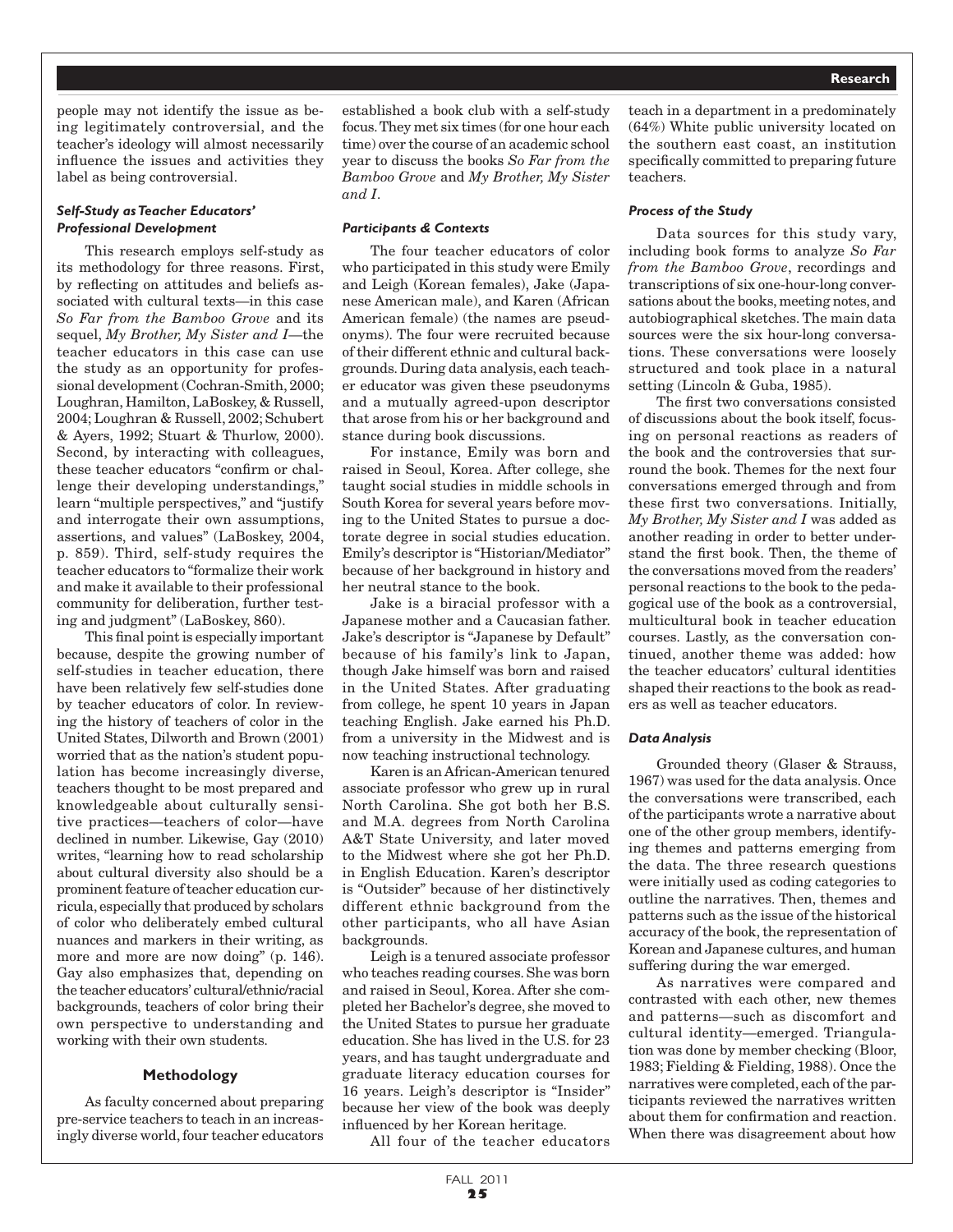people may not identify the issue as being legitimately controversial, and the teacher's ideology will almost necessarily influence the issues and activities they label as being controversial.

#### *Self-Study as Teacher Educators' Professional Development*

This research employs self-study as its methodology for three reasons. First, by reflecting on attitudes and beliefs associated with cultural texts—in this case *So Far from the Bamboo Grove* and its sequel, *My Brother, My Sister and I*—the teacher educators in this case can use the study as an opportunity for professional development (Cochran-Smith, 2000; Loughran, Hamilton, LaBoskey, & Russell, 2004; Loughran & Russell, 2002; Schubert & Ayers, 1992; Stuart & Thurlow, 2000). Second, by interacting with colleagues, these teacher educators "confirm or challenge their developing understandings," learn "multiple perspectives," and "justify and interrogate their own assumptions, assertions, and values" (LaBoskey, 2004, p. 859). Third, self-study requires the teacher educators to "formalize their work and make it available to their professional community for deliberation, further testing and judgment" (LaBoskey, 860).

This final point is especially important because, despite the growing number of self-studies in teacher education, there have been relatively few self-studies done by teacher educators of color. In reviewing the history of teachers of color in the United States, Dilworth and Brown (2001) worried that as the nation's student population has become increasingly diverse, teachers thought to be most prepared and knowledgeable about culturally sensitive practices—teachers of color—have declined in number. Likewise, Gay (2010) writes, "learning how to read scholarship about cultural diversity also should be a prominent feature of teacher education curricula, especially that produced by scholars of color who deliberately embed cultural nuances and markers in their writing, as more and more are now doing" (p. 146). Gay also emphasizes that, depending on the teacher educators' cultural/ethnic/racial backgrounds, teachers of color bring their own perspective to understanding and working with their own students.

### Methodology

As faculty concerned about preparing pre-service teachers to teach in an increasingly diverse world, four teacher educators established a book club with a self-study focus. They met six times (for one hour each time) over the course of an academic school year to discuss the books *So Far from the Bamboo Grove* and *My Brother, My Sister and I*.

#### *Participants & Contexts*

The four teacher educators of color who participated in this study were Emily and Leigh (Korean females), Jake (Japanese American male), and Karen (African American female) (the names are pseudonyms). The four were recruited because of their different ethnic and cultural backgrounds. During data analysis, each teacher educator was given these pseudonyms and a mutually agreed-upon descriptor that arose from his or her background and stance during book discussions.

For instance, Emily was born and raised in Seoul, Korea. After college, she taught social studies in middle schools in South Korea for several years before moving to the United States to pursue a doctorate degree in social studies education. Emily's descriptor is "Historian/Mediator" because of her background in history and her neutral stance to the book.

Jake is a biracial professor with a Japanese mother and a Caucasian father. Jake's descriptor is "Japanese by Default" because of his family's link to Japan, though Jake himself was born and raised in the United States. After graduating from college, he spent 10 years in Japan teaching English. Jake earned his Ph.D. from a university in the Midwest and is now teaching instructional technology.

Karen is an African-American tenured associate professor who grew up in rural North Carolina. She got both her B.S. and M.A. degrees from North Carolina A&T State University, and later moved to the Midwest where she got her Ph.D. in English Education. Karen's descriptor is "Outsider" because of her distinctively different ethnic background from the other participants, who all have Asian backgrounds.

Leigh is a tenured associate professor who teaches reading courses. She was born and raised in Seoul, Korea. After she completed her Bachelor's degree, she moved to the United States to pursue her graduate education. She has lived in the U.S. for 23 years, and has taught undergraduate and graduate literacy education courses for 16 years. Leigh's descriptor is "Insider" because her view of the book was deeply influenced by her Korean heritage.

All four of the teacher educators teach in a department in a predominately (64%) White public university located on the southern east coast, an institution specifically committed to preparing future teachers.

#### *Process of the Study*

Data sources for this study vary, including book forms to analyze *So Far from the Bamboo Grove*, recordings and transcriptions of six one-hour-long conversations about the books, meeting notes, and autobiographical sketches. The main data sources were the six hour-long conversations. These conversations were loosely structured and took place in a natural setting (Lincoln & Guba, 1985).

The first two conversations consisted of discussions about the book itself, focusing on personal reactions as readers of the book and the controversies that surround the book. Themes for the next four conversations emerged through and from these first two conversations. Initially, *My Brother, My Sister and I* was added as another reading in order to better understand the first book. Then, the theme of the conversations moved from the readers' personal reactions to the book to the pedagogical use of the book as a controversial, multicultural book in teacher education courses. Lastly, as the conversation continued, another theme was added: how the teacher educators' cultural identities shaped their reactions to the book as readers as well as teacher educators.

#### *Data Analysis*

Grounded theory (Glaser & Strauss, 1967) was used for the data analysis. Once the conversations were transcribed, each of the participants wrote a narrative about one of the other group members, identifying themes and patterns emerging from the data. The three research questions were initially used as coding categories to outline the narratives. Then, themes and patterns such as the issue of the historical accuracy of the book, the representation of Korean and Japanese cultures, and human suffering during the war emerged.

As narratives were compared and contrasted with each other, new themes and patterns—such as discomfort and cultural identity—emerged. Triangulation was done by member checking (Bloor, 1983; Fielding & Fielding, 1988). Once the narratives were completed, each of the participants reviewed the narratives written about them for confirmation and reaction. When there was disagreement about how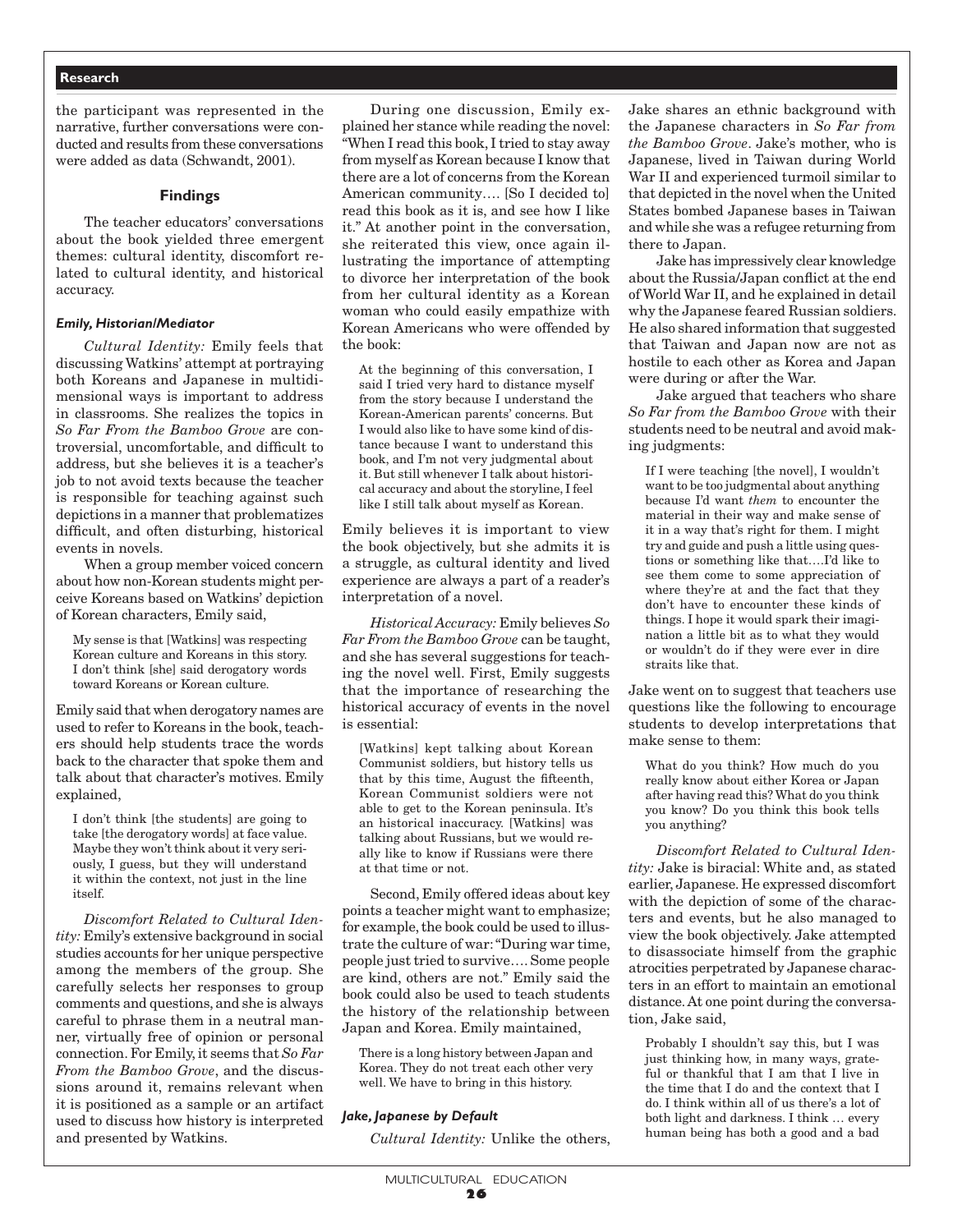the participant was represented in the narrative, further conversations were conducted and results from these conversations were added as data (Schwandt, 2001).

## Findings

The teacher educators' conversations about the book yielded three emergent themes: cultural identity, discomfort related to cultural identity, and historical accuracy.

### *Emily, Historian/Mediator*

*Cultural Identity:* Emily feels that discussing Watkins' attempt at portraying both Koreans and Japanese in multidimensional ways is important to address in classrooms. She realizes the topics in *So Far From the Bamboo Grove* are controversial, uncomfortable, and difficult to address, but she believes it is a teacher's job to not avoid texts because the teacher is responsible for teaching against such depictions in a manner that problematizes difficult, and often disturbing, historical events in novels.

When a group member voiced concern about how non-Korean students might perceive Koreans based on Watkins' depiction of Korean characters, Emily said,

> My sense is that [Watkins] was respecting Korean culture and Koreans in this story. I don't think [she] said derogatory words toward Koreans or Korean culture.

Emily said that when derogatory names are used to refer to Koreans in the book, teachers should help students trace the words back to the character that spoke them and talk about that character's motives. Emily explained,

> I don't think [the students] are going to take [the derogatory words] at face value. Maybe they won't think about it very seriously, I guess, but they will understand it within the context, not just in the line itself.

*Discomfort Related to Cultural Identity:* Emily's extensive background in social studies accounts for her unique perspective among the members of the group. She carefully selects her responses to group comments and questions, and she is always careful to phrase them in a neutral manner, virtually free of opinion or personal connection. For Emily, it seems that *So Far From the Bamboo Grove*, and the discussions around it, remains relevant when it is positioned as a sample or an artifact used to discuss how history is interpreted and presented by Watkins.

During one discussion, Emily explained her stance while reading the novel: "When I read this book, I tried to stay away from myself as Korean because I know that there are a lot of concerns from the Korean American community…. [So I decided to] read this book as it is, and see how I like it." At another point in the conversation, she reiterated this view, once again illustrating the importance of attempting to divorce her interpretation of the book from her cultural identity as a Korean woman who could easily empathize with Korean Americans who were offended by the book:

> At the beginning of this conversation, I said I tried very hard to distance myself from the story because I understand the Korean-American parents' concerns. But I would also like to have some kind of distance because I want to understand this book, and I'm not very judgmental about it. But still whenever I talk about historical accuracy and about the storyline, I feel like I still talk about myself as Korean.

Emily believes it is important to view the book objectively, but she admits it is a struggle, as cultural identity and lived experience are always a part of a reader's interpretation of a novel.

*Historical Accuracy:* Emily believes *So Far From the Bamboo Grove* can be taught, and she has several suggestions for teaching the novel well. First, Emily suggests that the importance of researching the historical accuracy of events in the novel is essential:

> [Watkins] kept talking about Korean Communist soldiers, but history tells us that by this time, August the fifteenth, Korean Communist soldiers were not able to get to the Korean peninsula. It's an historical inaccuracy. [Watkins] was talking about Russians, but we would really like to know if Russians were there at that time or not.

Second, Emily offered ideas about key points a teacher might want to emphasize; for example, the book could be used to illustrate the culture of war: "During war time, people just tried to survive…. Some people are kind, others are not." Emily said the book could also be used to teach students the history of the relationship between Japan and Korea. Emily maintained,

> There is a long history between Japan and Korea. They do not treat each other very well. We have to bring in this history.

### *Jake, Japanese by Default*

*Cultural Identity:* Unlike the others, Jake shares an ethnic background with the Japanese characters in *So Far from the Bamboo Grove*. Jake's mother, who is Japanese, lived in Taiwan during World War II and experienced turmoil similar to that depicted in the novel when the United States bombed Japanese bases in Taiwan and while she was a refugee returning from there to Japan.

Jake has impressively clear knowledge about the Russia/Japan conflict at the end of World War II, and he explained in detail why the Japanese feared Russian soldiers. He also shared information that suggested that Taiwan and Japan now are not as hostile to each other as Korea and Japan were during or after the War.

Jake argued that teachers who share *So Far from the Bamboo Grove* with their students need to be neutral and avoid making judgments:

> If I were teaching [the novel], I wouldn't want to be too judgmental about anything because I'd want *them* to encounter the material in their way and make sense of it in a way that's right for them. I might try and guide and push a little using questions or something like that….I'd like to see them come to some appreciation of where they're at and the fact that they don't have to encounter these kinds of things. I hope it would spark their imagination a little bit as to what they would or wouldn't do if they were ever in dire straits like that.

Jake went on to suggest that teachers use questions like the following to encourage students to develop interpretations that make sense to them:

> What do you think? How much do you really know about either Korea or Japan after having read this? What do you think you know? Do you think this book tells you anything?

*Discomfort Related to Cultural Identity:* Jake is biracial: White and, as stated earlier, Japanese. He expressed discomfort with the depiction of some of the characters and events, but he also managed to view the book objectively. Jake attempted to disassociate himself from the graphic atrocities perpetrated by Japanese characters in an effort to maintain an emotional distance. At one point during the conversation, Jake said,

> Probably I shouldn't say this, but I was just thinking how, in many ways, grateful or thankful that I am that I live in the time that I do and the context that I do. I think within all of us there's a lot of both light and darkness. I think … every human being has both a good and a bad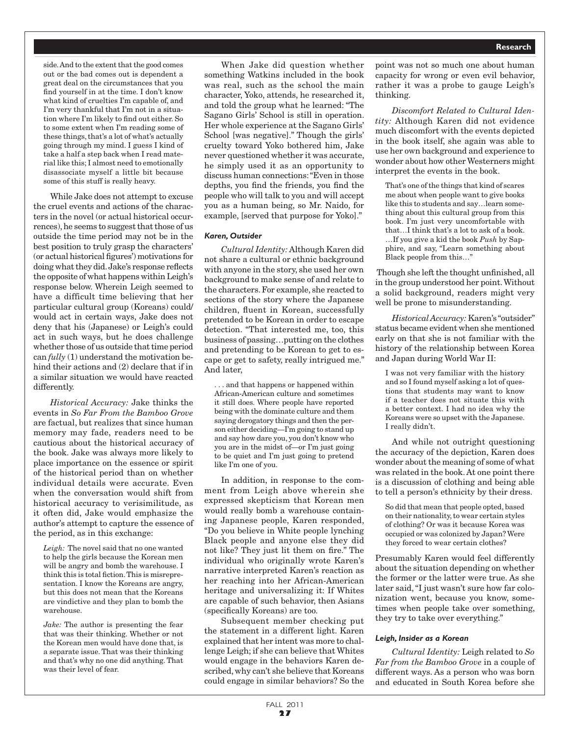side. And to the extent that the good comes out or the bad comes out is dependent a great deal on the circumstances that you find yourself in at the time. I don't know what kind of cruelties I'm capable of, and I'm very thankful that I'm not in a situation where I'm likely to find out either. So to some extent when I'm reading some of these things, that's a lot of what's actually going through my mind. I guess I kind of take a half a step back when I read material like this; I almost need to emotionally disassociate myself a little bit because some of this stuff is really heavy.

While Jake does not attempt to excuse the cruel events and actions of the characters in the novel (or actual historical occurrences), he seems to suggest that those of us outside the time period may not be in the best position to truly grasp the characters' (or actual historical figures') motivations for doing what they did. Jake's response reflects the opposite of what happens within Leigh's response below. Wherein Leigh seemed to have a difficult time believing that her particular cultural group (Koreans) could/would act in certain ways, Jake does not deny that his (Japanese) or Leigh's could act in such ways, but he does challenge whether those of us outside that time period can *fully* (1) understand the motivation behind their actions and (2) declare that if in a similar situation we would have reacted differently.

*Historical Accuracy:* Jake thinks the events in *So Far From the Bamboo Grove* are factual, but realizes that since human memory may fade, readers need to be cautious about the historical accuracy of the book. Jake was always more likely to place importance on the essence or spirit of the historical period than on whether individual details were accurate. Even when the conversation would shift from historical accuracy to verisimilitude, as it often did, Jake would emphasize the author's attempt to capture the essence of the period, as in this exchange:

> *Leigh:* The novel said that no one wanted to help the girls because the Korean men will be angry and bomb the warehouse. I think this is total fiction. This is misrepresentation. I know the Koreans are angry, but this does not mean that the Koreans are vindictive and they plan to bomb the warehouse.
>
> *Jake:* The author is presenting the fear that was their thinking. Whether or not the Korean men would have done that, is a separate issue. That was their thinking and that's why no one did anything. That was their level of fear.

When Jake did question whether something Watkins included in the book was real, such as the school the main character, Yoko, attends, he researched it, and told the group what he learned: "The Sagano Girls' School is still in operation. Her whole experience at the Sagano Girls' School [was negative]." Though the girls' cruelty toward Yoko bothered him, Jake never questioned whether it was accurate, he simply used it as an opportunity to discuss human connections: "Even in those depths, you find the friends, you find the people who will talk to you and will accept you as a human being, so Mr. Naido, for example, [served that purpose for Yoko]."

#### *Karen, Outsider*

*Cultural Identity:* Although Karen did not share a cultural or ethnic background with anyone in the story, she used her own background to make sense of and relate to the characters. For example, she reacted to sections of the story where the Japanese children, fluent in Korean, successfully pretended to be Korean in order to escape detection. "That interested me, too, this business of passing…putting on the clothes and pretending to be Korean to get to escape or get to safety, really intrigued me." And later,

> . . . and that happens or happened within African-American culture and sometimes it still does. Where people have reported being with the dominate culture and them saying derogatory things and then the person either deciding—I'm going to stand up and say how dare you, you don't know who you are in the midst of—or I'm just going to be quiet and I'm just going to pretend like I'm one of you.

In addition, in response to the comment from Leigh above wherein she expressed skepticism that Korean men would really bomb a warehouse containing Japanese people, Karen responded, "Do you believe in White people lynching Black people and anyone else they did not like? They just lit them on fire." The individual who originally wrote Karen's narrative interpreted Karen's reaction as her reaching into her African-American heritage and universalizing it: If Whites are capable of such behavior, then Asians (specifically Koreans) are too.

Subsequent member checking put the statement in a different light. Karen explained that her intent was more to challenge Leigh; if she can believe that Whites would engage in the behaviors Karen described, why can't she believe that Koreans could engage in similar behaviors? So the point was not so much one about human capacity for wrong or even evil behavior, rather it was a probe to gauge Leigh's thinking.

*Discomfort Related to Cultural Identity:* Although Karen did not evidence much discomfort with the events depicted in the book itself, she again was able to use her own background and experience to wonder about how other Westerners might interpret the events in the book.

> That's one of the things that kind of scares me about when people want to give books like this to students and say…learn something about this cultural group from this book. I'm just very uncomfortable with that…I think that's a lot to ask of a book. …If you give a kid the book *Push* by Sapphire, and say, "Learn something about Black people from this…"

Though she left the thought unfinished, all in the group understood her point. Without a solid background, readers might very well be prone to misunderstanding.

*Historical Accuracy:* Karen's "outsider" status became evident when she mentioned early on that she is not familiar with the history of the relationship between Korea and Japan during World War II:

> I was not very familiar with the history and so I found myself asking a lot of questions that students may want to know if a teacher does not situate this with a better context. I had no idea why the Koreans were so upset with the Japanese. I really didn't.

And while not outright questioning the accuracy of the depiction, Karen does wonder about the meaning of some of what was related in the book. At one point there is a discussion of clothing and being able to tell a person's ethnicity by their dress.

> So did that mean that people opted, based on their nationality, to wear certain styles of clothing? Or was it because Korea was occupied or was colonized by Japan? Were they forced to wear certain clothes?

Presumably Karen would feel differently about the situation depending on whether the former or the latter were true. As she later said, "I just wasn't sure how far colonization went, because you know, sometimes when people take over something, they try to take over everything."

#### *Leigh, Insider as a Korean*

*Cultural Identity:* Leigh related to *So Far from the Bamboo Grove* in a couple of different ways. As a person who was born and educated in South Korea before she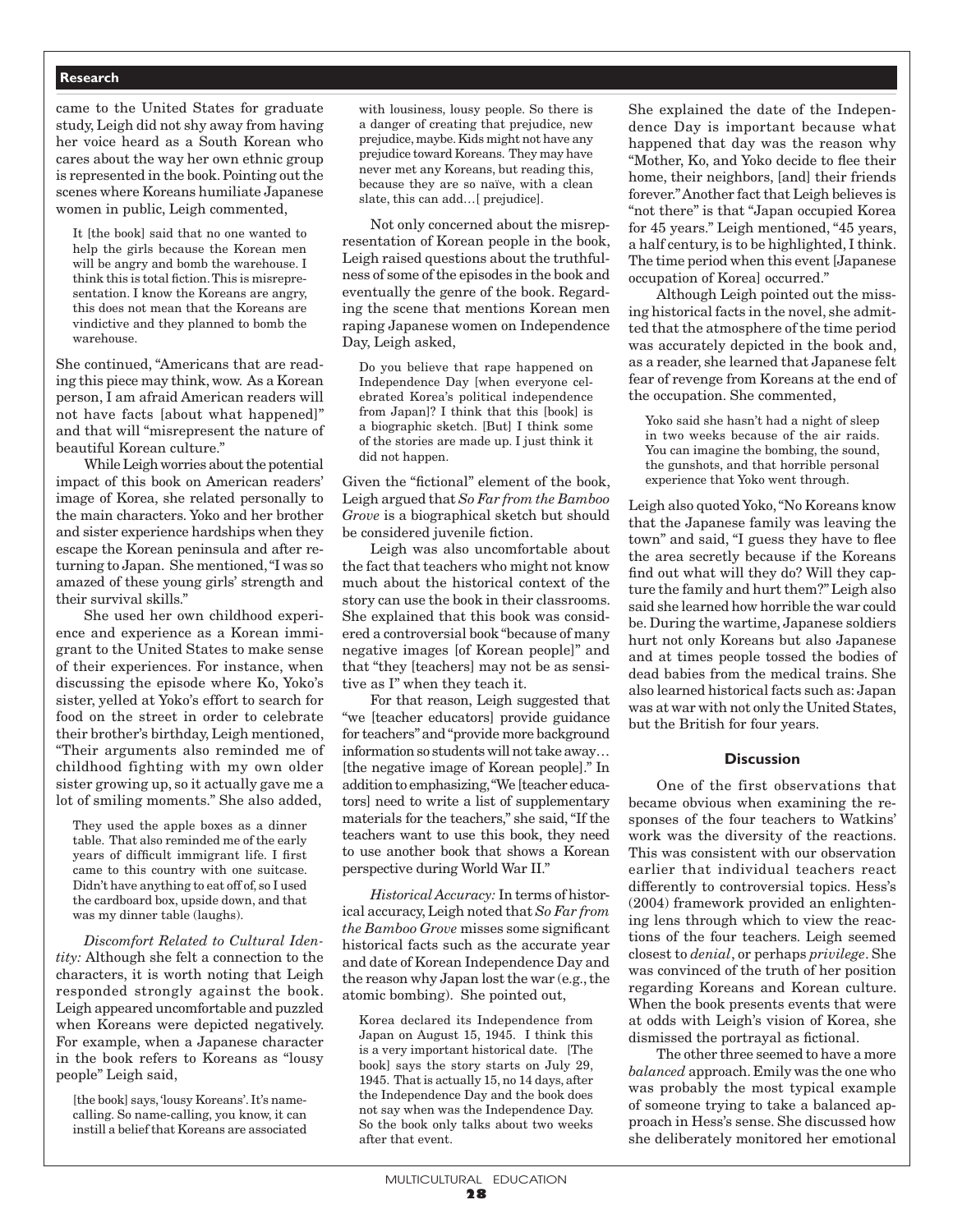came to the United States for graduate study, Leigh did not shy away from having her voice heard as a South Korean who cares about the way her own ethnic group is represented in the book. Pointing out the scenes where Koreans humiliate Japanese women in public, Leigh commented,

> It [the book] said that no one wanted to help the girls because the Korean men will be angry and bomb the warehouse. I think this is total fiction. This is misrepresentation. I know the Koreans are angry, this does not mean that the Koreans are vindictive and they planned to bomb the warehouse.

She continued, "Americans that are reading this piece may think, wow. As a Korean person, I am afraid American readers will not have facts [about what happened]" and that will "misrepresent the nature of beautiful Korean culture."

While Leigh worries about the potential impact of this book on American readers' image of Korea, she related personally to the main characters. Yoko and her brother and sister experience hardships when they escape the Korean peninsula and after returning to Japan. She mentioned, "I was so amazed of these young girls' strength and their survival skills."

She used her own childhood experience and experience as a Korean immigrant to the United States to make sense of their experiences. For instance, when discussing the episode where Ko, Yoko's sister, yelled at Yoko's effort to search for food on the street in order to celebrate their brother's birthday, Leigh mentioned, "Their arguments also reminded me of childhood fighting with my own older sister growing up, so it actually gave me a lot of smiling moments." She also added,

> They used the apple boxes as a dinner table. That also reminded me of the early years of difficult immigrant life. I first came to this country with one suitcase. Didn't have anything to eat off of, so I used the cardboard box, upside down, and that was my dinner table (laughs).

*Discomfort Related to Cultural Identity:* Although she felt a connection to the characters, it is worth noting that Leigh responded strongly against the book. Leigh appeared uncomfortable and puzzled when Koreans were depicted negatively. For example, when a Japanese character in the book refers to Koreans as "lousy people" Leigh said,

> [the book] says, 'lousy Koreans'. It's name-calling. So name-calling, you know, it can instill a belief that Koreans are associated with lousiness, lousy people. So there is a danger of creating that prejudice, new prejudice, maybe. Kids might not have any prejudice toward Koreans. They may have never met any Koreans, but reading this, because they are so naïve, with a clean slate, this can add…[ prejudice].

Not only concerned about the misrepresentation of Korean people in the book, Leigh raised questions about the truthfulness of some of the episodes in the book and eventually the genre of the book. Regarding the scene that mentions Korean men raping Japanese women on Independence Day, Leigh asked,

> Do you believe that rape happened on Independence Day [when everyone celebrated Korea's political independence from Japan]? I think that this [book] is a biographic sketch. [But] I think some of the stories are made up. I just think it did not happen.

Given the "fictional" element of the book, Leigh argued that *So Far from the Bamboo Grove* is a biographical sketch but should be considered juvenile fiction.

Leigh was also uncomfortable about the fact that teachers who might not know much about the historical context of the story can use the book in their classrooms. She explained that this book was considered a controversial book "because of many negative images [of Korean people]" and that "they [teachers] may not be as sensitive as I" when they teach it.

For that reason, Leigh suggested that "we [teacher educators] provide guidance for teachers" and "provide more background information so students will not take away… [the negative image of Korean people]." In addition to emphasizing, "We [teacher educators] need to write a list of supplementary materials for the teachers," she said, "If the teachers want to use this book, they need to use another book that shows a Korean perspective during World War II."

*Historical Accuracy:* In terms of historical accuracy, Leigh noted that *So Far from the Bamboo Grove* misses some significant historical facts such as the accurate year and date of Korean Independence Day and the reason why Japan lost the war (e.g., the atomic bombing). She pointed out,

> Korea declared its Independence from Japan on August 15, 1945. I think this is a very important historical date. [The book] says the story starts on July 29, 1945. That is actually 15, no 14 days, after the Independence Day and the book does not say when was the Independence Day. So the book only talks about two weeks after that event.

She explained the date of the Independence Day is important because what happened that day was the reason why "Mother, Ko, and Yoko decide to flee their home, their neighbors, [and] their friends forever." Another fact that Leigh believes is "not there" is that "Japan occupied Korea for 45 years." Leigh mentioned, "45 years, a half century, is to be highlighted, I think. The time period when this event [Japanese occupation of Korea] occurred."

Although Leigh pointed out the missing historical facts in the novel, she admitted that the atmosphere of the time period was accurately depicted in the book and, as a reader, she learned that Japanese felt fear of revenge from Koreans at the end of the occupation. She commented,

> Yoko said she hasn't had a night of sleep in two weeks because of the air raids. You can imagine the bombing, the sound, the gunshots, and that horrible personal experience that Yoko went through.

Leigh also quoted Yoko, "No Koreans know that the Japanese family was leaving the town" and said, "I guess they have to flee the area secretly because if the Koreans find out what will they do? Will they capture the family and hurt them?" Leigh also said she learned how horrible the war could be. During the wartime, Japanese soldiers hurt not only Koreans but also Japanese and at times people tossed the bodies of dead babies from the medical trains. She also learned historical facts such as: Japan was at war with not only the United States, but the British for four years.

### Discussion

One of the first observations that became obvious when examining the responses of the four teachers to Watkins' work was the diversity of the reactions. This was consistent with our observation earlier that individual teachers react differently to controversial topics. Hess's (2004) framework provided an enlightening lens through which to view the reactions of the four teachers. Leigh seemed closest to *denial*, or perhaps *privilege*. She was convinced of the truth of her position regarding Koreans and Korean culture. When the book presents events that were at odds with Leigh's vision of Korea, she dismissed the portrayal as fictional.

The other three seemed to have a more *balanced* approach. Emily was the one who was probably the most typical example of someone trying to take a balanced approach in Hess's sense. She discussed how she deliberately monitored her emotional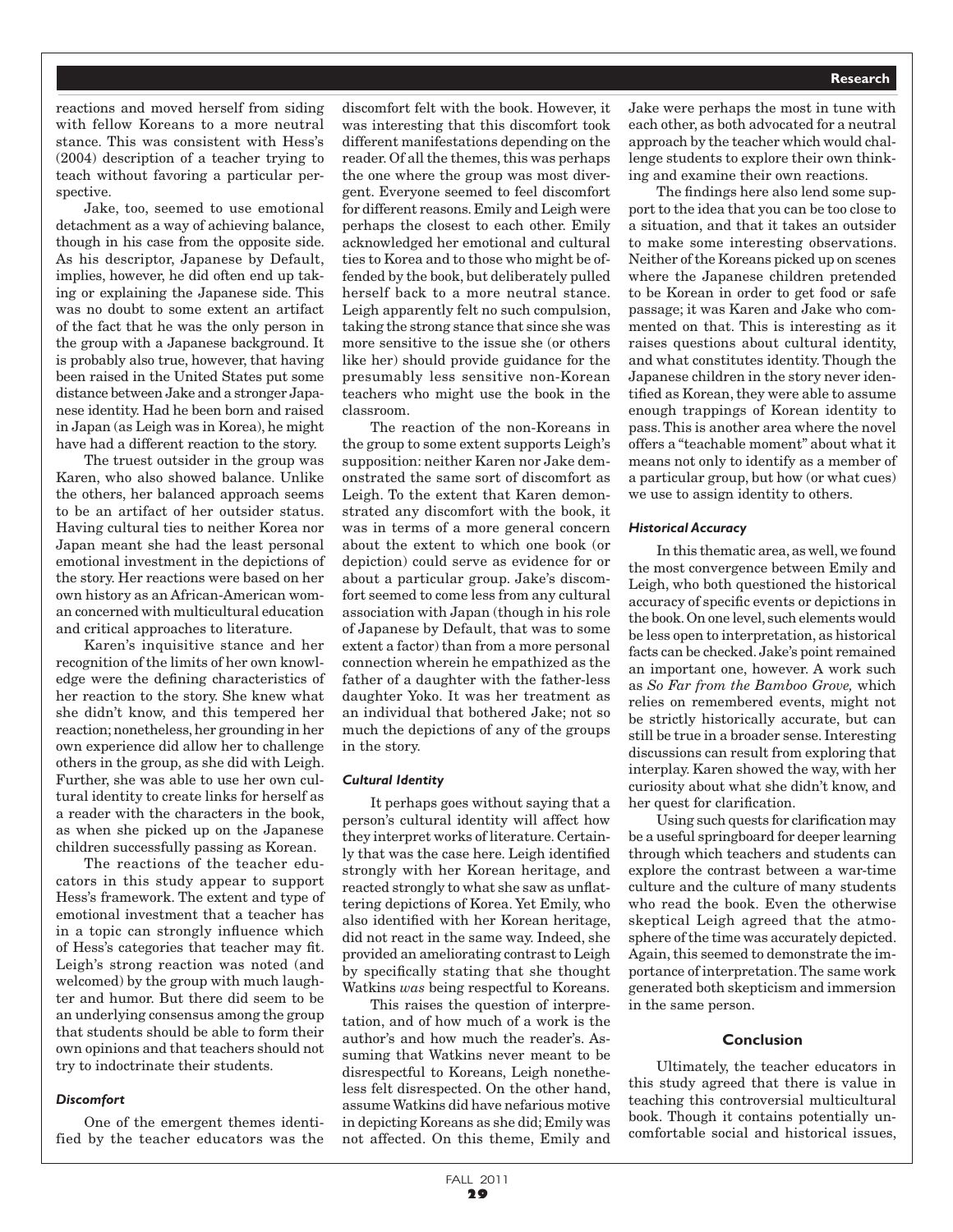reactions and moved herself from siding with fellow Koreans to a more neutral stance. This was consistent with Hess's (2004) description of a teacher trying to teach without favoring a particular perspective.

Jake, too, seemed to use emotional detachment as a way of achieving balance, though in his case from the opposite side. As his descriptor, Japanese by Default, implies, however, he did often end up taking or explaining the Japanese side. This was no doubt to some extent an artifact of the fact that he was the only person in the group with a Japanese background. It is probably also true, however, that having been raised in the United States put some distance between Jake and a stronger Japanese identity. Had he been born and raised in Japan (as Leigh was in Korea), he might have had a different reaction to the story.

The truest outsider in the group was Karen, who also showed balance. Unlike the others, her balanced approach seems to be an artifact of her outsider status. Having cultural ties to neither Korea nor Japan meant she had the least personal emotional investment in the depictions of the story. Her reactions were based on her own history as an African-American woman concerned with multicultural education and critical approaches to literature.

Karen's inquisitive stance and her recognition of the limits of her own knowledge were the defining characteristics of her reaction to the story. She knew what she didn't know, and this tempered her reaction; nonetheless, her grounding in her own experience did allow her to challenge others in the group, as she did with Leigh. Further, she was able to use her own cultural identity to create links for herself as a reader with the characters in the book, as when she picked up on the Japanese children successfully passing as Korean.

The reactions of the teacher educators in this study appear to support Hess's framework. The extent and type of emotional investment that a teacher has in a topic can strongly influence which of Hess's categories that teacher may fit. Leigh's strong reaction was noted (and welcomed) by the group with much laughter and humor. But there did seem to be an underlying consensus among the group that students should be able to form their own opinions and that teachers should not try to indoctrinate their students.

### *Discomfort*

One of the emergent themes identified by the teacher educators was the discomfort felt with the book. However, it was interesting that this discomfort took different manifestations depending on the reader. Of all the themes, this was perhaps the one where the group was most divergent. Everyone seemed to feel discomfort for different reasons. Emily and Leigh were perhaps the closest to each other. Emily acknowledged her emotional and cultural ties to Korea and to those who might be offended by the book, but deliberately pulled herself back to a more neutral stance. Leigh apparently felt no such compulsion, taking the strong stance that since she was more sensitive to the issue she (or others like her) should provide guidance for the presumably less sensitive non-Korean teachers who might use the book in the classroom.

The reaction of the non-Koreans in the group to some extent supports Leigh's supposition: neither Karen nor Jake demonstrated the same sort of discomfort as Leigh. To the extent that Karen demonstrated any discomfort with the book, it was in terms of a more general concern about the extent to which one book (or depiction) could serve as evidence for or about a particular group. Jake's discomfort seemed to come less from any cultural association with Japan (though in his role of Japanese by Default, that was to some extent a factor) than from a more personal connection wherein he empathized as the father of a daughter with the father-less daughter Yoko. It was her treatment as an individual that bothered Jake; not so much the depictions of any of the groups in the story.

### *Cultural Identity*

It perhaps goes without saying that a person's cultural identity will affect how they interpret works of literature. Certainly that was the case here. Leigh identified strongly with her Korean heritage, and reacted strongly to what she saw as unflattering depictions of Korea. Yet Emily, who also identified with her Korean heritage, did not react in the same way. Indeed, she provided an ameliorating contrast to Leigh by specifically stating that she thought Watkins *was* being respectful to Koreans.

This raises the question of interpretation, and of how much of a work is the author's and how much the reader's. Assuming that Watkins never meant to be disrespectful to Koreans, Leigh nonetheless felt disrespected. On the other hand, assume Watkins did have nefarious motive in depicting Koreans as she did; Emily was not affected. On this theme, Emily and Jake were perhaps the most in tune with each other, as both advocated for a neutral approach by the teacher which would challenge students to explore their own thinking and examine their own reactions.

The findings here also lend some support to the idea that you can be too close to a situation, and that it takes an outsider to make some interesting observations. Neither of the Koreans picked up on scenes where the Japanese children pretended to be Korean in order to get food or safe passage; it was Karen and Jake who commented on that. This is interesting as it raises questions about cultural identity, and what constitutes identity. Though the Japanese children in the story never identified as Korean, they were able to assume enough trappings of Korean identity to pass. This is another area where the novel offers a "teachable moment" about what it means not only to identify as a member of a particular group, but how (or what cues) we use to assign identity to others.

### *Historical Accuracy*

In this thematic area, as well, we found the most convergence between Emily and Leigh, who both questioned the historical accuracy of specific events or depictions in the book. On one level, such elements would be less open to interpretation, as historical facts can be checked. Jake's point remained an important one, however. A work such as *So Far from the Bamboo Grove,* which relies on remembered events, might not be strictly historically accurate, but can still be true in a broader sense. Interesting discussions can result from exploring that interplay. Karen showed the way, with her curiosity about what she didn't know, and her quest for clarification.

Using such quests for clarification may be a useful springboard for deeper learning through which teachers and students can explore the contrast between a war-time culture and the culture of many students who read the book. Even the otherwise skeptical Leigh agreed that the atmosphere of the time was accurately depicted. Again, this seemed to demonstrate the importance of interpretation. The same work generated both skepticism and immersion in the same person.

## Conclusion

Ultimately, the teacher educators in this study agreed that there is value in teaching this controversial multicultural book. Though it contains potentially uncomfortable social and historical issues,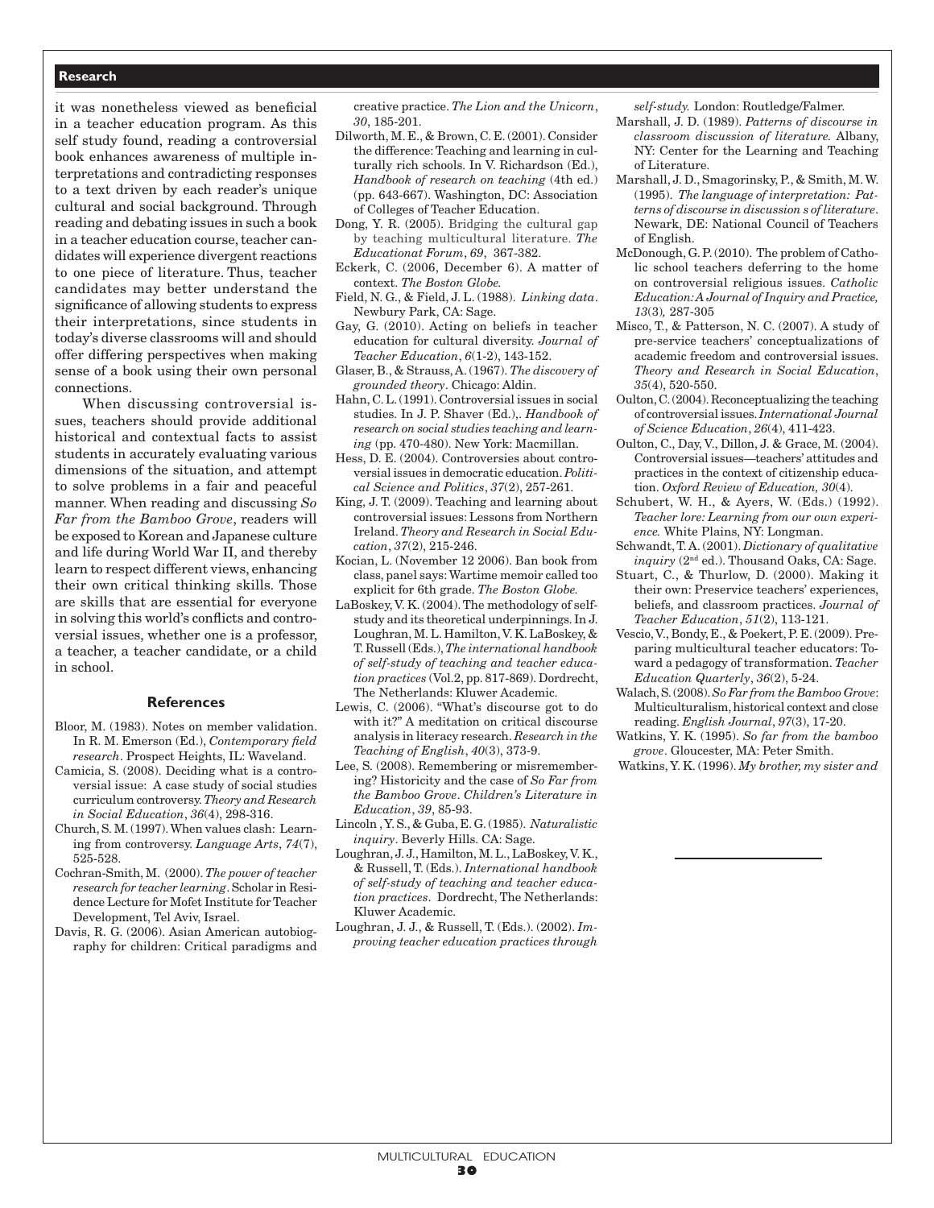it was nonetheless viewed as beneficial in a teacher education program. As this self study found, reading a controversial book enhances awareness of multiple interpretations and contradicting responses to a text driven by each reader's unique cultural and social background. Through reading and debating issues in such a book in a teacher education course, teacher candidates will experience divergent reactions to one piece of literature. Thus, teacher candidates may better understand the significance of allowing students to express their interpretations, since students in today's diverse classrooms will and should offer differing perspectives when making sense of a book using their own personal connections.

When discussing controversial issues, teachers should provide additional historical and contextual facts to assist students in accurately evaluating various dimensions of the situation, and attempt to solve problems in a fair and peaceful manner. When reading and discussing *So Far from the Bamboo Grove*, readers will be exposed to Korean and Japanese culture and life during World War II, and thereby learn to respect different views, enhancing their own critical thinking skills. Those are skills that are essential for everyone in solving this world's conflicts and controversial issues, whether one is a professor, a teacher, a teacher candidate, or a child in school.

## References

Bloor, M. (1983). Notes on member validation. In R. M. Emerson (Ed.), *Contemporary field research*. Prospect Heights, IL: Waveland.

Camicia, S. (2008). Deciding what is a controversial issue: A case study of social studies curriculum controversy. *Theory and Research in Social Education*, *36*(4), 298-316.

Church, S. M. (1997). When values clash: Learning from controversy. *Language Arts*, *74*(7), 525-528.

Cochran-Smith, M. (2000). *The power of teacher research for teacher learning*. Scholar in Residence Lecture for Mofet Institute for Teacher Development, Tel Aviv, Israel.

Davis, R. G. (2006). Asian American autobiography for children: Critical paradigms and creative practice. *The Lion and the Unicorn*, *30*, 185-201.

Dilworth, M. E., & Brown, C. E. (2001). Consider the difference: Teaching and learning in culturally rich schools. In V. Richardson (Ed.), *Handbook of research on teaching* (4th ed.) (pp. 643-667). Washington, DC: Association of Colleges of Teacher Education.

Dong, Y. R. (2005). Bridging the cultural gap by teaching multicultural literature. *The Educationat Forum*, *69*, 367-382.

Eckerk, C. (2006, December 6). A matter of context. *The Boston Globe.*

Field, N. G., & Field, J. L. (1988). *Linking data*. Newbury Park, CA: Sage.

Gay, G. (2010). Acting on beliefs in teacher education for cultural diversity. *Journal of Teacher Education*, *6*(1-2), 143-152.

Glaser, B., & Strauss, A. (1967). *The discovery of grounded theory*. Chicago: Aldin.

Hahn, C. L. (1991). Controversial issues in social studies. In J. P. Shaver (Ed.),. *Handbook of research on social studies teaching and learning* (pp. 470-480). New York: Macmillan.

Hess, D. E. (2004). Controversies about controversial issues in democratic education. *Political Science and Politics*, *37*(2), 257-261.

King, J. T. (2009). Teaching and learning about controversial issues: Lessons from Northern Ireland. *Theory and Research in Social Education*, *37*(2), 215-246.

Kocian, L. (November 12 2006). Ban book from class, panel says: Wartime memoir called too explicit for 6th grade. *The Boston Globe.*

LaBoskey, V. K. (2004). The methodology of self-study and its theoretical underpinnings. In J. Loughran, M. L. Hamilton, V. K. LaBoskey, & T. Russell (Eds.), *The international handbook of self-study of teaching and teacher education practices* (Vol.2, pp. 817-869). Dordrecht, The Netherlands: Kluwer Academic.

Lewis, C. (2006). "What's discourse got to do with it?" A meditation on critical discourse analysis in literacy research. *Research in the Teaching of English*, *40*(3), 373-9.

Lee, S. (2008). Remembering or misremembering? Historicity and the case of *So Far from the Bamboo Grove*. *Children's Literature in Education*, *39*, 85-93.

Lincoln , Y. S., & Guba, E. G. (1985). *Naturalistic inquiry*. Beverly Hills. CA: Sage.

Loughran, J. J., Hamilton, M. L., LaBoskey, V. K., & Russell, T. (Eds.). *International handbook of self-study of teaching and teacher education practices*. Dordrecht, The Netherlands: Kluwer Academic.

Loughran, J. J., & Russell, T. (Eds.). (2002). *Improving teacher education practices through self-study.* London: Routledge/Falmer.

Marshall, J. D. (1989). *Patterns of discourse in classroom discussion of literature.* Albany, NY: Center for the Learning and Teaching of Literature.

Marshall, J. D., Smagorinsky, P., & Smith, M. W. (1995). *The language of interpretation: Patterns of discourse in discussion s of literature*. Newark, DE: National Council of Teachers of English.

McDonough, G. P. (2010). The problem of Catholic school teachers deferring to the home on controversial religious issues. *Catholic Education: A Journal of Inquiry and Practice, 13*(3), 287-305

Misco, T., & Patterson, N. C. (2007). A study of pre-service teachers' conceptualizations of academic freedom and controversial issues. *Theory and Research in Social Education*, *35*(4), 520-550.

Oulton, C. (2004). Reconceptualizing the teaching of controversial issues. *International Journal of Science Education*, *26*(4), 411-423.

Oulton, C., Day, V., Dillon, J. & Grace, M. (2004). Controversial issues—teachers' attitudes and practices in the context of citizenship education. *Oxford Review of Education, 30*(4).

Schubert, W. H., & Ayers, W. (Eds.) (1992). *Teacher lore: Learning from our own experience.* White Plains, NY: Longman.

Schwandt, T. A. (2001). *Dictionary of qualitative inquiry* (2nd ed.). Thousand Oaks, CA: Sage.

Stuart, C., & Thurlow, D. (2000). Making it their own: Preservice teachers' experiences, beliefs, and classroom practices. *Journal of Teacher Education*, *51*(2), 113-121.

Vescio, V., Bondy, E., & Poekert, P. E. (2009). Preparing multicultural teacher educators: Toward a pedagogy of transformation. *Teacher Education Quarterly*, *36*(2), 5-24.

Walach, S. (2008). *So Far from the Bamboo Grove*: Multiculturalism, historical context and close reading. *English Journal*, *97*(3), 17-20.

Watkins, Y. K. (1995). *So far from the bamboo grove*. Gloucester, MA: Peter Smith.

Watkins, Y. K. (1996). *My brother, my sister and*